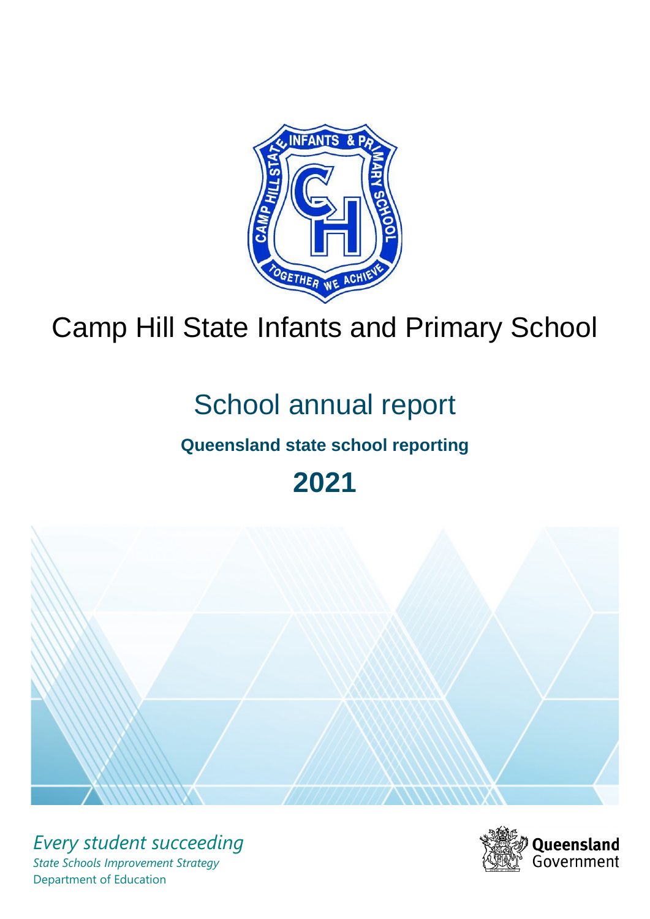# Camp Hill State Infants and Primary School

## School annual report

**Queensland state school reporting**

**2021**

*Every student succeeding*

*State Schools Improvement Strategy*

Department of Education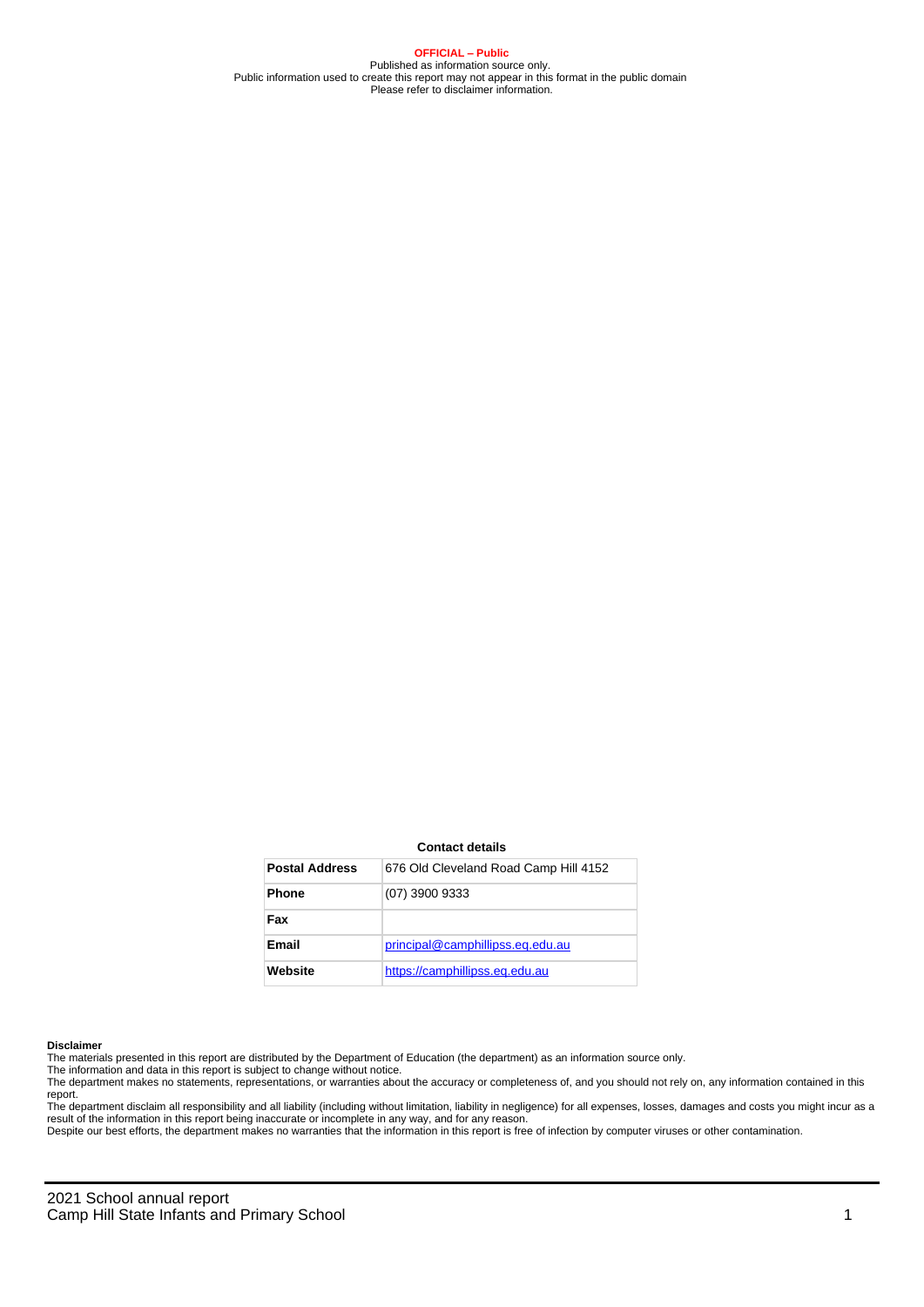**OFFICIAL – Public**
Published as information source only.
Public information used to create this report may not appear in this format in the public domain
Please refer to disclaimer information.

**Contact details**

| Postal Address | 676 Old Cleveland Road Camp Hill 4152 |
|---|---|
| Phone | (07) 3900 9333 |
| Fax | |
| Email | [principal@camphillipss.eq.edu.au](mailto:principal@camphillipss.eq.edu.au) |
| Website | [https://camphillipss.eq.edu.au](https://camphillipss.eq.edu.au) |

**Disclaimer**

The materials presented in this report are distributed by the Department of Education (the department) as an information source only.

The information and data in this report is subject to change without notice.

The department makes no statements, representations, or warranties about the accuracy or completeness of, and you should not rely on, any information contained in this report.

The department disclaim all responsibility and all liability (including without limitation, liability in negligence) for all expenses, losses, damages and costs you might incur as a result of the information in this report being inaccurate or incomplete in any way, and for any reason.

Despite our best efforts, the department makes no warranties that the information in this report is free of infection by computer viruses or other contamination.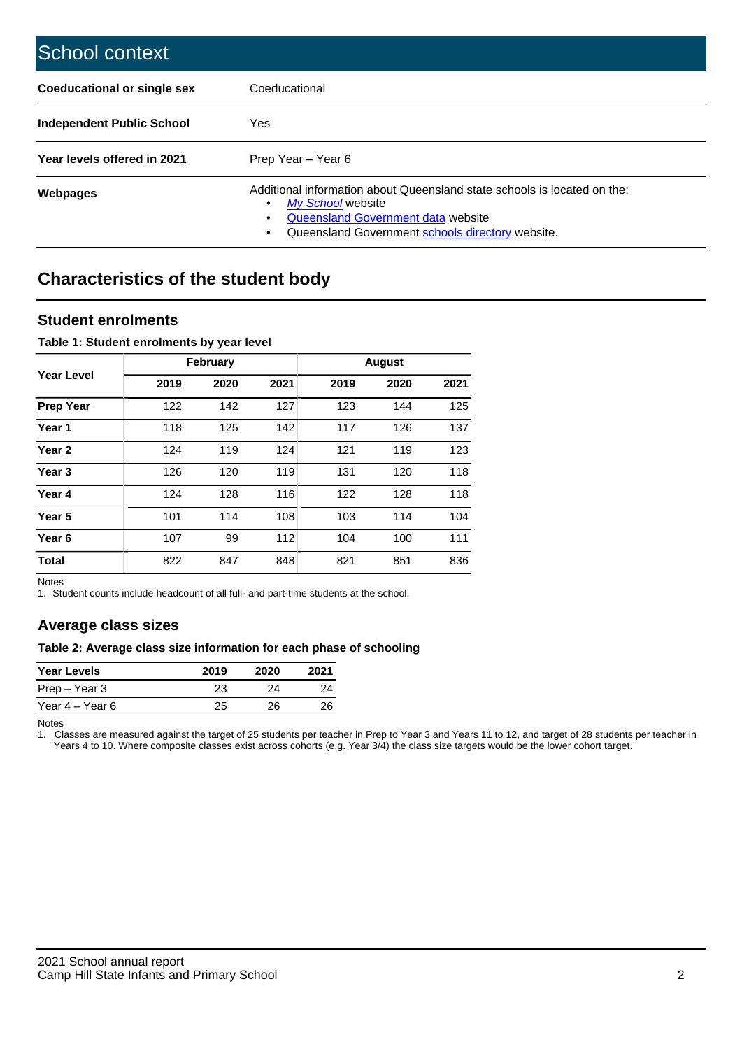# School context

| | |
|---|---|
| **Coeducational or single sex** | Coeducational |
| **Independent Public School** | Yes |
| **Year levels offered in 2021** | Prep Year – Year 6 |
| **Webpages** | Additional information about Queensland state schools is located on the:<br>• *My School* website<br>• Queensland Government data website<br>• Queensland Government schools directory website. |

## Characteristics of the student body

### Student enrolments

**Table 1: Student enrolments by year level**

| Year Level | February | | | August | | |
|---|---|---|---|---|---|---|
| | **2019** | **2020** | **2021** | **2019** | **2020** | **2021** |
| **Prep Year** | 122 | 142 | 127 | 123 | 144 | 125 |
| **Year 1** | 118 | 125 | 142 | 117 | 126 | 137 |
| **Year 2** | 124 | 119 | 124 | 121 | 119 | 123 |
| **Year 3** | 126 | 120 | 119 | 131 | 120 | 118 |
| **Year 4** | 124 | 128 | 116 | 122 | 128 | 118 |
| **Year 5** | 101 | 114 | 108 | 103 | 114 | 104 |
| **Year 6** | 107 | 99 | 112 | 104 | 100 | 111 |
| **Total** | 822 | 847 | 848 | 821 | 851 | 836 |

Notes

1. Student counts include headcount of all full- and part-time students at the school.

### Average class sizes

**Table 2: Average class size information for each phase of schooling**

| Year Levels | 2019 | 2020 | 2021 |
|---|---|---|---|
| Prep – Year 3 | 23 | 24 | 24 |
| Year 4 – Year 6 | 25 | 26 | 26 |

Notes

1. Classes are measured against the target of 25 students per teacher in Prep to Year 3 and Years 11 to 12, and target of 28 students per teacher in Years 4 to 10. Where composite classes exist across cohorts (e.g. Year 3/4) the class size targets would be the lower cohort target.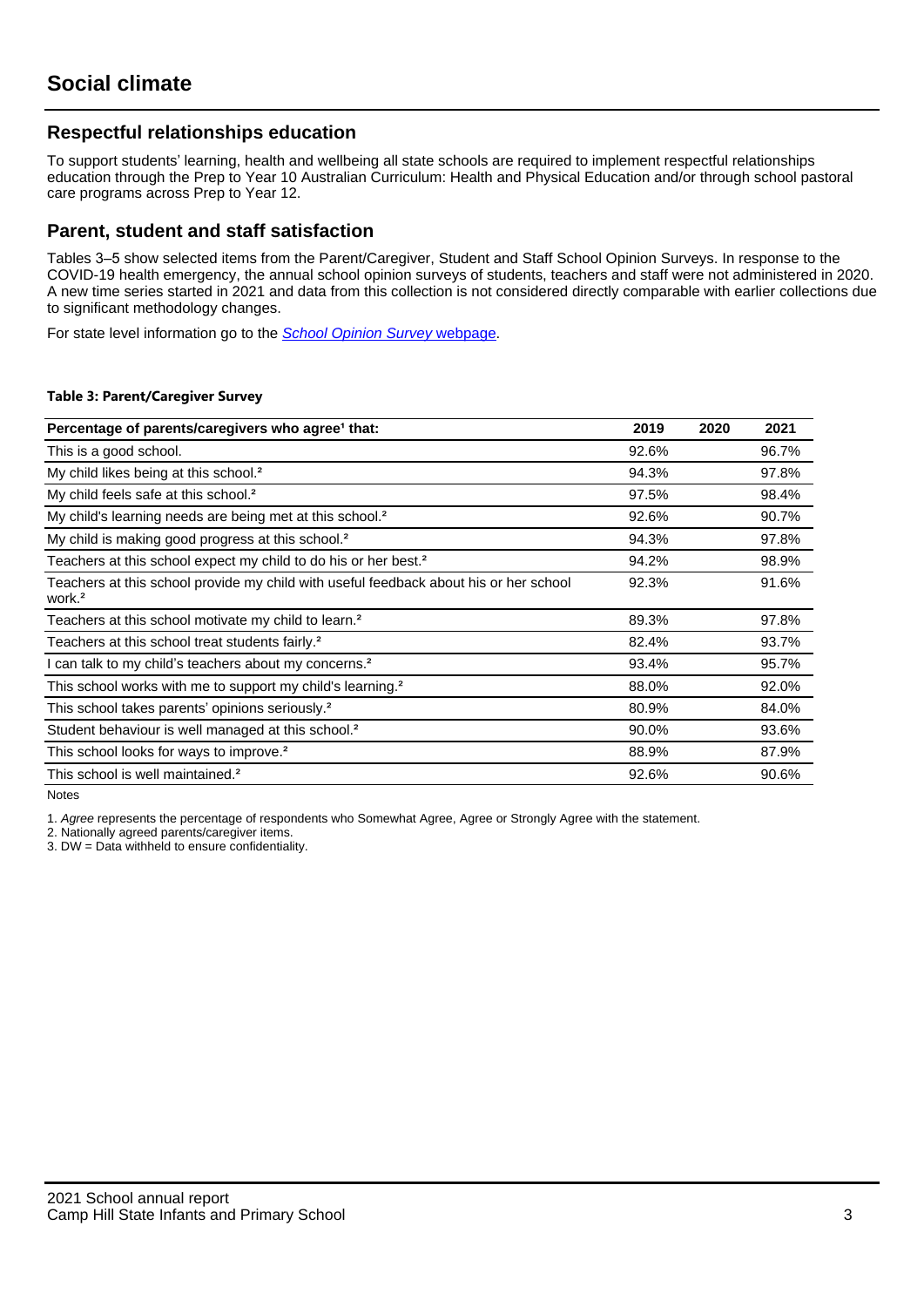# Social climate

## Respectful relationships education

To support students' learning, health and wellbeing all state schools are required to implement respectful relationships education through the Prep to Year 10 Australian Curriculum: Health and Physical Education and/or through school pastoral care programs across Prep to Year 12.

## Parent, student and staff satisfaction

Tables 3–5 show selected items from the Parent/Caregiver, Student and Staff School Opinion Surveys. In response to the COVID-19 health emergency, the annual school opinion surveys of students, teachers and staff were not administered in 2020. A new time series started in 2021 and data from this collection is not considered directly comparable with earlier collections due to significant methodology changes.

For state level information go to the *School Opinion Survey* webpage.

**Table 3: Parent/Caregiver Survey**

| Percentage of parents/caregivers who agree[1] that: | 2019 | 2020 | 2021 |
|---|---|---|---|
| This is a good school. | 92.6% | | 96.7% |
| My child likes being at this school.[2] | 94.3% | | 97.8% |
| My child feels safe at this school.[2] | 97.5% | | 98.4% |
| My child's learning needs are being met at this school.[2] | 92.6% | | 90.7% |
| My child is making good progress at this school.[2] | 94.3% | | 97.8% |
| Teachers at this school expect my child to do his or her best.[2] | 94.2% | | 98.9% |
| Teachers at this school provide my child with useful feedback about his or her school work.[2] | 92.3% | | 91.6% |
| Teachers at this school motivate my child to learn.[2] | 89.3% | | 97.8% |
| Teachers at this school treat students fairly.[2] | 82.4% | | 93.7% |
| I can talk to my child's teachers about my concerns.[2] | 93.4% | | 95.7% |
| This school works with me to support my child's learning.[2] | 88.0% | | 92.0% |
| This school takes parents' opinions seriously.[2] | 80.9% | | 84.0% |
| Student behaviour is well managed at this school.[2] | 90.0% | | 93.6% |
| This school looks for ways to improve.[2] | 88.9% | | 87.9% |
| This school is well maintained.[2] | 92.6% | | 90.6% |

Notes

1. *Agree* represents the percentage of respondents who Somewhat Agree, Agree or Strongly Agree with the statement.
2. Nationally agreed parents/caregiver items.
3. DW = Data withheld to ensure confidentiality.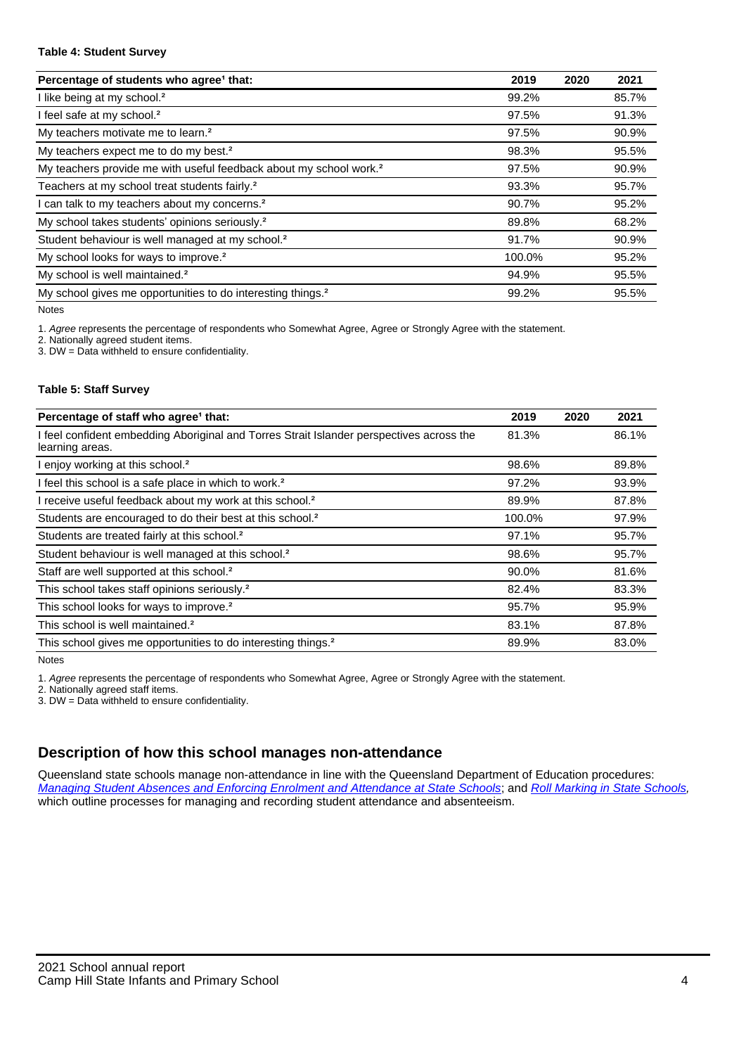**Table 4: Student Survey**

| Percentage of students who agree[1] that: | 2019 | 2020 | 2021 |
|---|---|---|---|
| I like being at my school.[2] | 99.2% | | 85.7% |
| I feel safe at my school.[2] | 97.5% | | 91.3% |
| My teachers motivate me to learn.[2] | 97.5% | | 90.9% |
| My teachers expect me to do my best.[2] | 98.3% | | 95.5% |
| My teachers provide me with useful feedback about my school work.[2] | 97.5% | | 90.9% |
| Teachers at my school treat students fairly.[2] | 93.3% | | 95.7% |
| I can talk to my teachers about my concerns.[2] | 90.7% | | 95.2% |
| My school takes students' opinions seriously.[2] | 89.8% | | 68.2% |
| Student behaviour is well managed at my school.[2] | 91.7% | | 90.9% |
| My school looks for ways to improve.[2] | 100.0% | | 95.2% |
| My school is well maintained.[2] | 94.9% | | 95.5% |
| My school gives me opportunities to do interesting things.[2] | 99.2% | | 95.5% |

Notes

1. *Agree* represents the percentage of respondents who Somewhat Agree, Agree or Strongly Agree with the statement.
2. Nationally agreed student items.
3. DW = Data withheld to ensure confidentiality.

**Table 5: Staff Survey**

| Percentage of staff who agree[1] that: | 2019 | 2020 | 2021 |
|---|---|---|---|
| I feel confident embedding Aboriginal and Torres Strait Islander perspectives across the learning areas. | 81.3% | | 86.1% |
| I enjoy working at this school.[2] | 98.6% | | 89.8% |
| I feel this school is a safe place in which to work.[2] | 97.2% | | 93.9% |
| I receive useful feedback about my work at this school.[2] | 89.9% | | 87.8% |
| Students are encouraged to do their best at this school.[2] | 100.0% | | 97.9% |
| Students are treated fairly at this school.[2] | 97.1% | | 95.7% |
| Student behaviour is well managed at this school.[2] | 98.6% | | 95.7% |
| Staff are well supported at this school.[2] | 90.0% | | 81.6% |
| This school takes staff opinions seriously.[2] | 82.4% | | 83.3% |
| This school looks for ways to improve.[2] | 95.7% | | 95.9% |
| This school is well maintained.[2] | 83.1% | | 87.8% |
| This school gives me opportunities to do interesting things.[2] | 89.9% | | 83.0% |

Notes

1. *Agree* represents the percentage of respondents who Somewhat Agree, Agree or Strongly Agree with the statement.
2. Nationally agreed staff items.
3. DW = Data withheld to ensure confidentiality.

## Description of how this school manages non-attendance

Queensland state schools manage non-attendance in line with the Queensland Department of Education procedures: *Managing Student Absences and Enforcing Enrolment and Attendance at State Schools*; and *Roll Marking in State Schools*, which outline processes for managing and recording student attendance and absenteeism.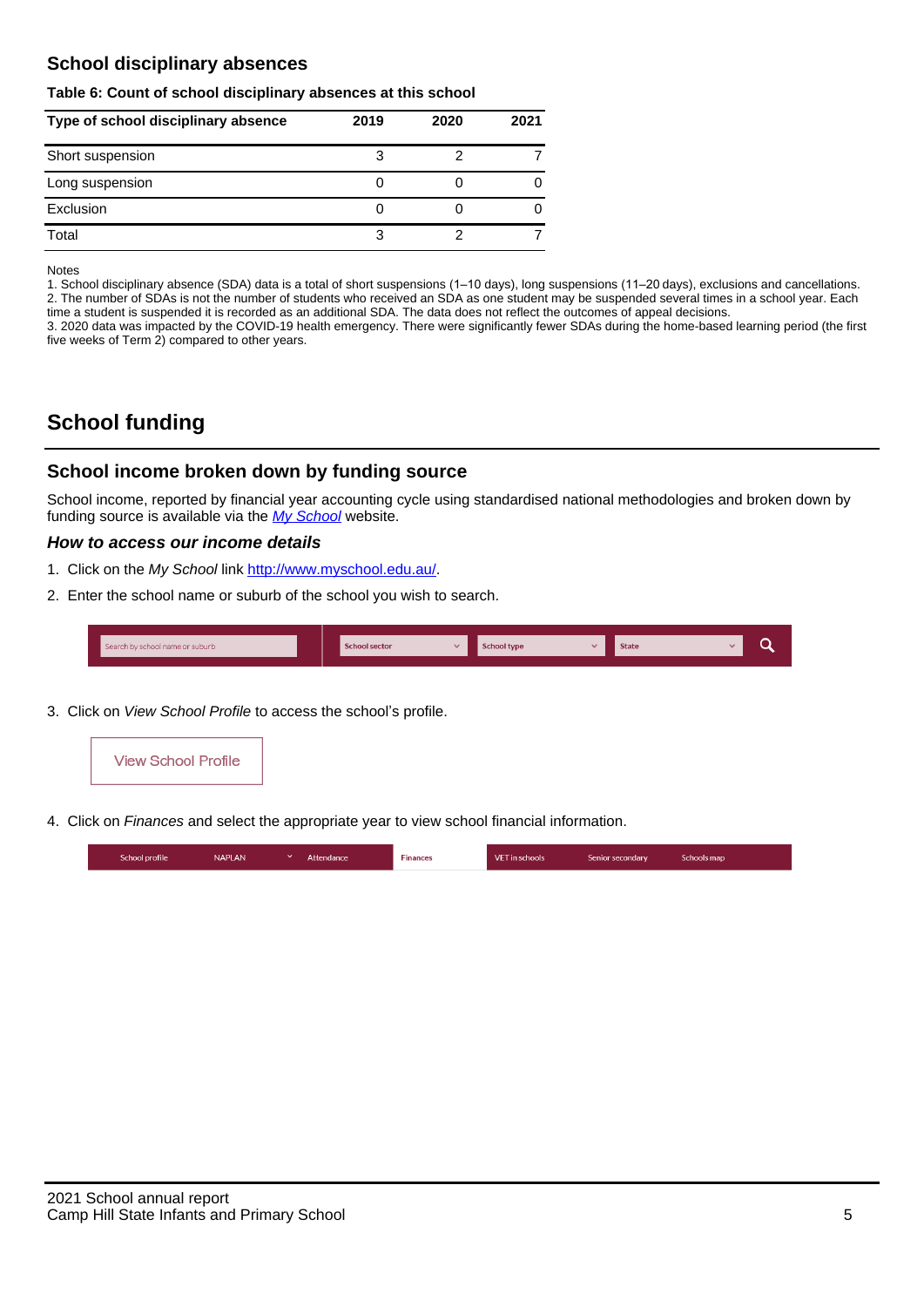## School disciplinary absences

**Table 6: Count of school disciplinary absences at this school**

| Type of school disciplinary absence | 2019 | 2020 | 2021 |
|---|---|---|---|
| Short suspension | 3 | 2 | 7 |
| Long suspension | 0 | 0 | 0 |
| Exclusion | 0 | 0 | 0 |
| Total | 3 | 2 | 7 |

Notes

1. School disciplinary absence (SDA) data is a total of short suspensions (1–10 days), long suspensions (11–20 days), exclusions and cancellations.
2. The number of SDAs is not the number of students who received an SDA as one student may be suspended several times in a school year. Each time a student is suspended it is recorded as an additional SDA. The data does not reflect the outcomes of appeal decisions.
3. 2020 data was impacted by the COVID-19 health emergency. There were significantly fewer SDAs during the home-based learning period (the first five weeks of Term 2) compared to other years.

# School funding

## School income broken down by funding source

School income, reported by financial year accounting cycle using standardised national methodologies and broken down by funding source is available via the *My School* website.

### *How to access our income details*

1. Click on the *My School* link http://www.myschool.edu.au/.
2. Enter the school name or suburb of the school you wish to search.

Search by school name or suburb | School sector | School type | State

3. Click on *View School Profile* to access the school's profile.

View School Profile

4. Click on *Finances* and select the appropriate year to view school financial information.

School profile | NAPLAN | Attendance | Finances | VET in schools | Senior secondary | Schools map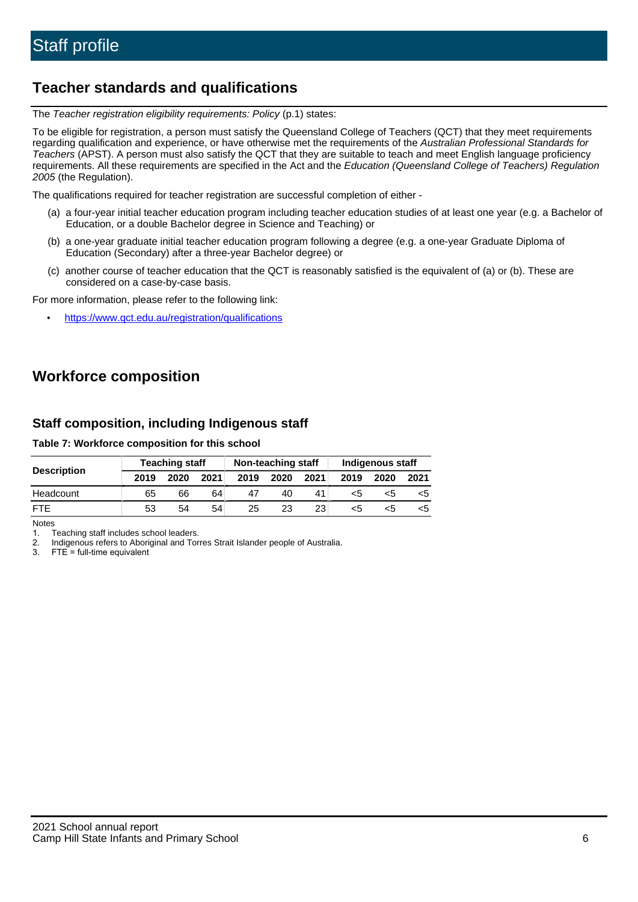# Staff profile

## Teacher standards and qualifications

The *Teacher registration eligibility requirements: Policy* (p.1) states:

To be eligible for registration, a person must satisfy the Queensland College of Teachers (QCT) that they meet requirements regarding qualification and experience, or have otherwise met the requirements of the *Australian Professional Standards for Teachers* (APST). A person must also satisfy the QCT that they are suitable to teach and meet English language proficiency requirements. All these requirements are specified in the Act and the *Education (Queensland College of Teachers) Regulation 2005* (the Regulation).

The qualifications required for teacher registration are successful completion of either -

(a) a four-year initial teacher education program including teacher education studies of at least one year (e.g. a Bachelor of Education, or a double Bachelor degree in Science and Teaching) or

(b) a one-year graduate initial teacher education program following a degree (e.g. a one-year Graduate Diploma of Education (Secondary) after a three-year Bachelor degree) or

(c) another course of teacher education that the QCT is reasonably satisfied is the equivalent of (a) or (b). These are considered on a case-by-case basis.

For more information, please refer to the following link:

- https://www.qct.edu.au/registration/qualifications

## Workforce composition

### Staff composition, including Indigenous staff

**Table 7: Workforce composition for this school**

| Description | Teaching staff | | | Non-teaching staff | | | Indigenous staff | | |
|---|---|---|---|---|---|---|---|---|---|
| | 2019 | 2020 | 2021 | 2019 | 2020 | 2021 | 2019 | 2020 | 2021 |
| Headcount | 65 | 66 | 64 | 47 | 40 | 41 | <5 | <5 | <5 |
| FTE | 53 | 54 | 54 | 25 | 23 | 23 | <5 | <5 | <5 |

Notes

1. Teaching staff includes school leaders.
2. Indigenous refers to Aboriginal and Torres Strait Islander people of Australia.
3. FTE = full-time equivalent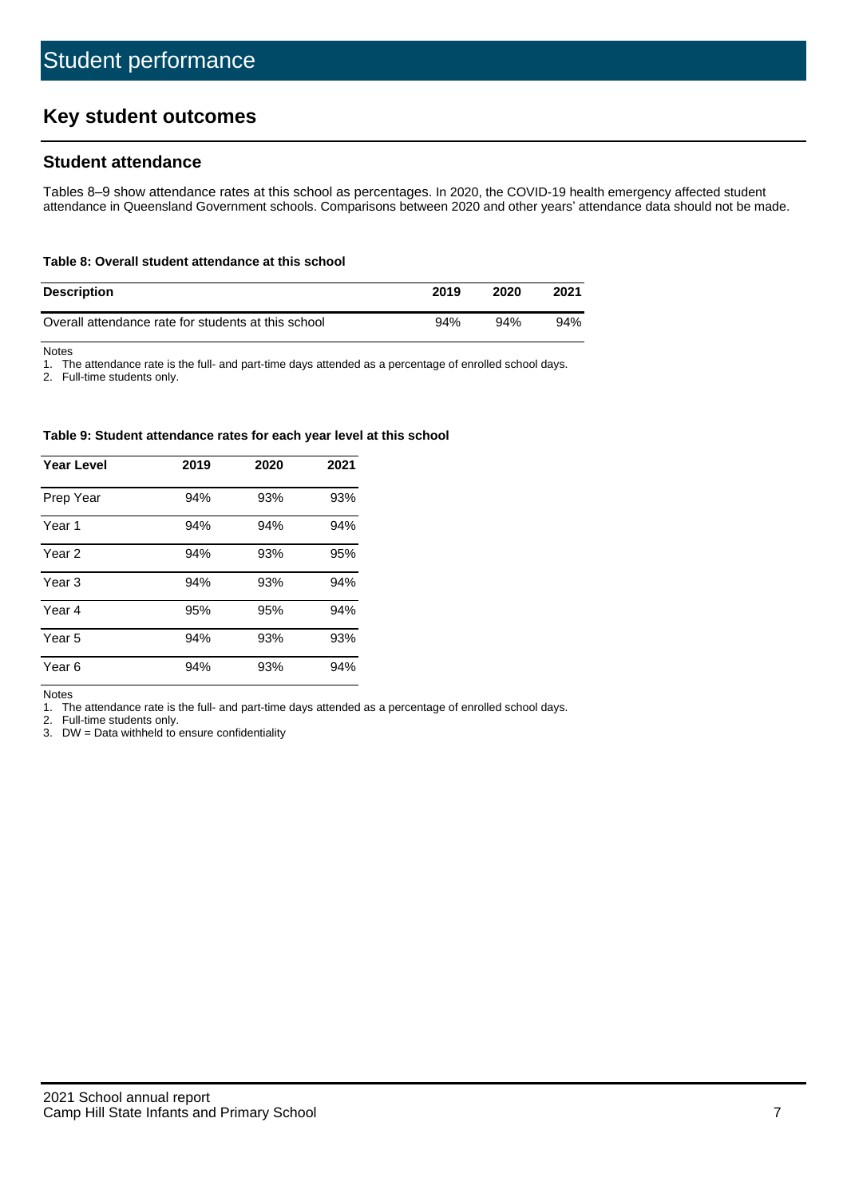# Student performance

## Key student outcomes

### Student attendance

Tables 8–9 show attendance rates at this school as percentages. In 2020, the COVID-19 health emergency affected student attendance in Queensland Government schools. Comparisons between 2020 and other years' attendance data should not be made.

**Table 8: Overall student attendance at this school**

| Description | 2019 | 2020 | 2021 |
|---|---|---|---|
| Overall attendance rate for students at this school | 94% | 94% | 94% |

Notes
1. The attendance rate is the full- and part-time days attended as a percentage of enrolled school days.
2. Full-time students only.

**Table 9: Student attendance rates for each year level at this school**

| Year Level | 2019 | 2020 | 2021 |
|---|---|---|---|
| Prep Year | 94% | 93% | 93% |
| Year 1 | 94% | 94% | 94% |
| Year 2 | 94% | 93% | 95% |
| Year 3 | 94% | 93% | 94% |
| Year 4 | 95% | 95% | 94% |
| Year 5 | 94% | 93% | 93% |
| Year 6 | 94% | 93% | 94% |

Notes
1. The attendance rate is the full- and part-time days attended as a percentage of enrolled school days.
2. Full-time students only.
3. DW = Data withheld to ensure confidentiality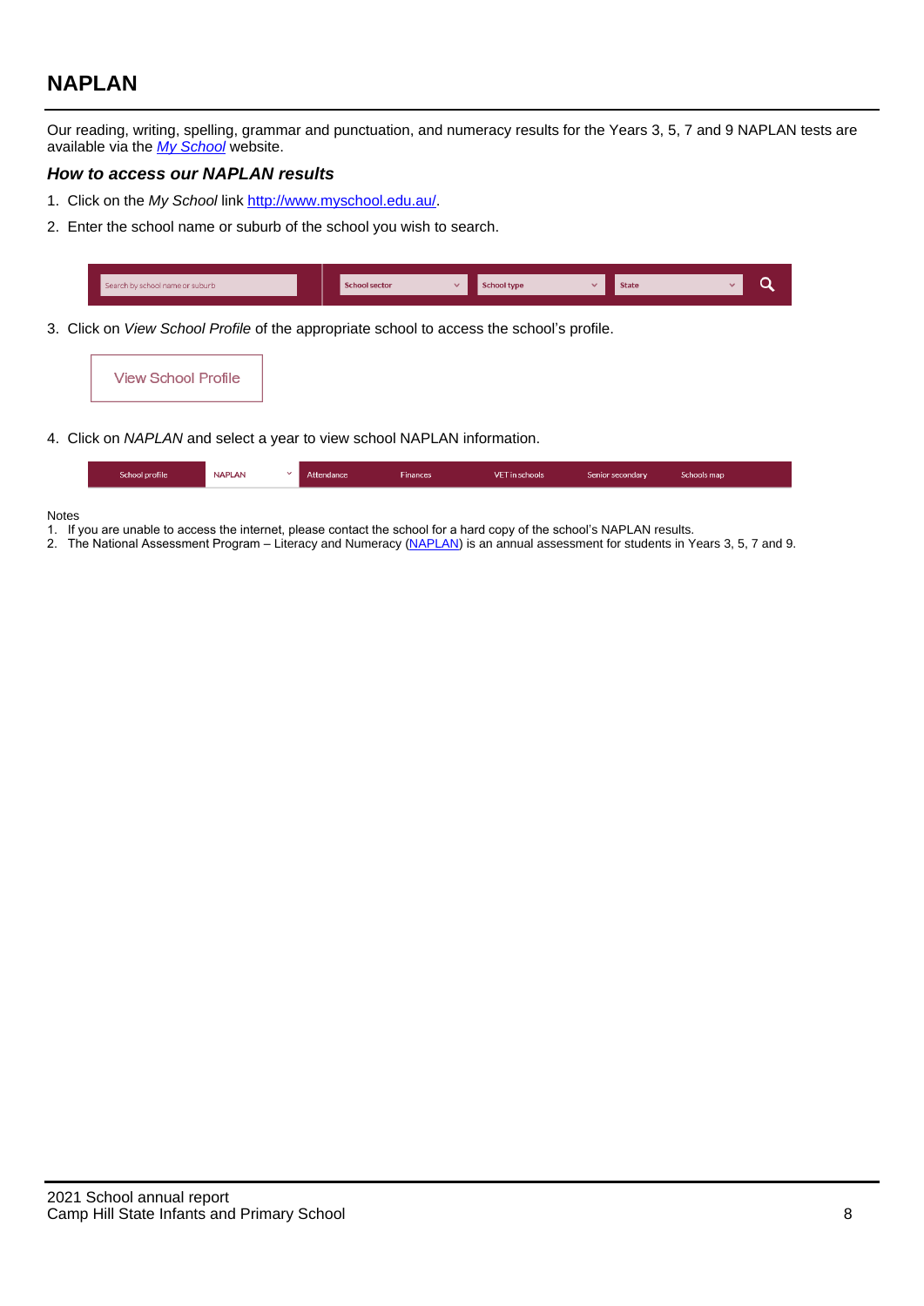## NAPLAN

Our reading, writing, spelling, grammar and punctuation, and numeracy results for the Years 3, 5, 7 and 9 NAPLAN tests are available via the *My School* website.

### *How to access our NAPLAN results*

1. Click on the *My School* link http://www.myschool.edu.au/.
2. Enter the school name or suburb of the school you wish to search.

Search by school name or suburb | School sector | School type | State

3. Click on *View School Profile* of the appropriate school to access the school's profile.

View School Profile

4. Click on *NAPLAN* and select a year to view school NAPLAN information.

School profile | NAPLAN | Attendance | Finances | VET in schools | Senior secondary | Schools map

Notes
1. If you are unable to access the internet, please contact the school for a hard copy of the school's NAPLAN results.
2. The National Assessment Program – Literacy and Numeracy (NAPLAN) is an annual assessment for students in Years 3, 5, 7 and 9.